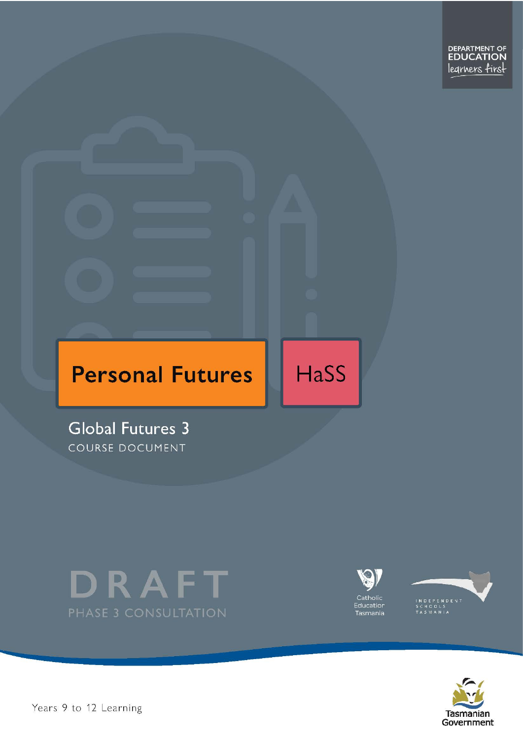DEPARTMENT OF EDUCATION
learners first

# Personal Futures

HaSS

## Global Futures 3

COURSE DOCUMENT

DRAFT

PHASE 3 CONSULTATION

Catholic Education Tasmania

INDEPENDENT SCHOOLS TASMANIA

Years 9 to 12 Learning

Tasmanian Government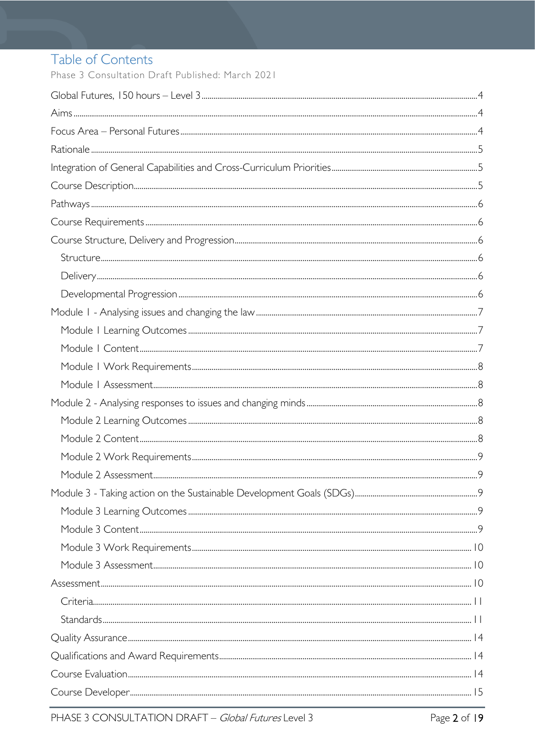# Table of Contents

Phase 3 Consultation Draft Published: March 2021

- Global Futures, 150 hours – Level 3 .......... 4
- Aims .......... 4
- Focus Area – Personal Futures .......... 4
- Rationale .......... 5
- Integration of General Capabilities and Cross-Curriculum Priorities .......... 5
- Course Description .......... 5
- Pathways .......... 6
- Course Requirements .......... 6
- Course Structure, Delivery and Progression .......... 6
  - Structure .......... 6
  - Delivery .......... 6
  - Developmental Progression .......... 6
- Module 1 - Analysing issues and changing the law .......... 7
  - Module 1 Learning Outcomes .......... 7
  - Module 1 Content .......... 7
  - Module 1 Work Requirements .......... 8
  - Module 1 Assessment .......... 8
- Module 2 - Analysing responses to issues and changing minds .......... 8
  - Module 2 Learning Outcomes .......... 8
  - Module 2 Content .......... 8
  - Module 2 Work Requirements .......... 9
  - Module 2 Assessment .......... 9
- Module 3 - Taking action on the Sustainable Development Goals (SDGs) .......... 9
  - Module 3 Learning Outcomes .......... 9
  - Module 3 Content .......... 9
  - Module 3 Work Requirements .......... 10
  - Module 3 Assessment .......... 10
- Assessment .......... 10
  - Criteria .......... 11
  - Standards .......... 11
- Quality Assurance .......... 14
- Qualifications and Award Requirements .......... 14
- Course Evaluation .......... 14
- Course Developer .......... 15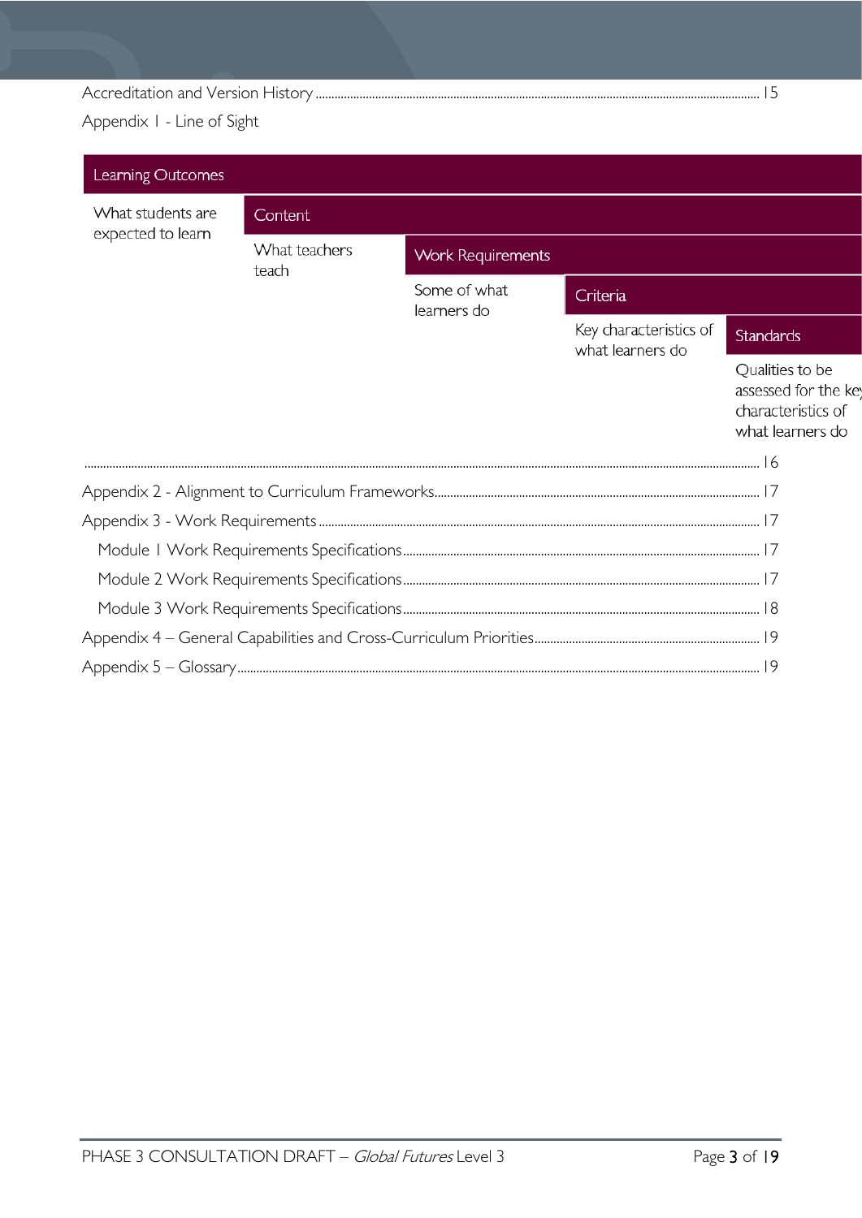Accreditation and Version History ........................................................................................................................................ 15

Appendix 1 - Line of Sight

| Learning Outcomes | | | | |
|---|---|---|---|---|
| What students are expected to learn | Content | | | |
| | What teachers teach | Work Requirements | | |
| | | Some of what learners do | Criteria | |
| | | | Key characteristics of what learners do | Standards |
| | | | | Qualities to be assessed for the key characteristics of what learners do |

........................................................................................................................................................................................................ 16

Appendix 2 - Alignment to Curriculum Frameworks......................................................................................... 17

Appendix 3 - Work Requirements .......................................................................................................................... 17

Module 1 Work Requirements Specifications .................................................................................................. 17

Module 2 Work Requirements Specifications .................................................................................................. 17

Module 3 Work Requirements Specifications .................................................................................................. 18

Appendix 4 – General Capabilities and Cross-Curriculum Priorities.............................................................. 19

Appendix 5 – Glossary.................................................................................................................................................. 19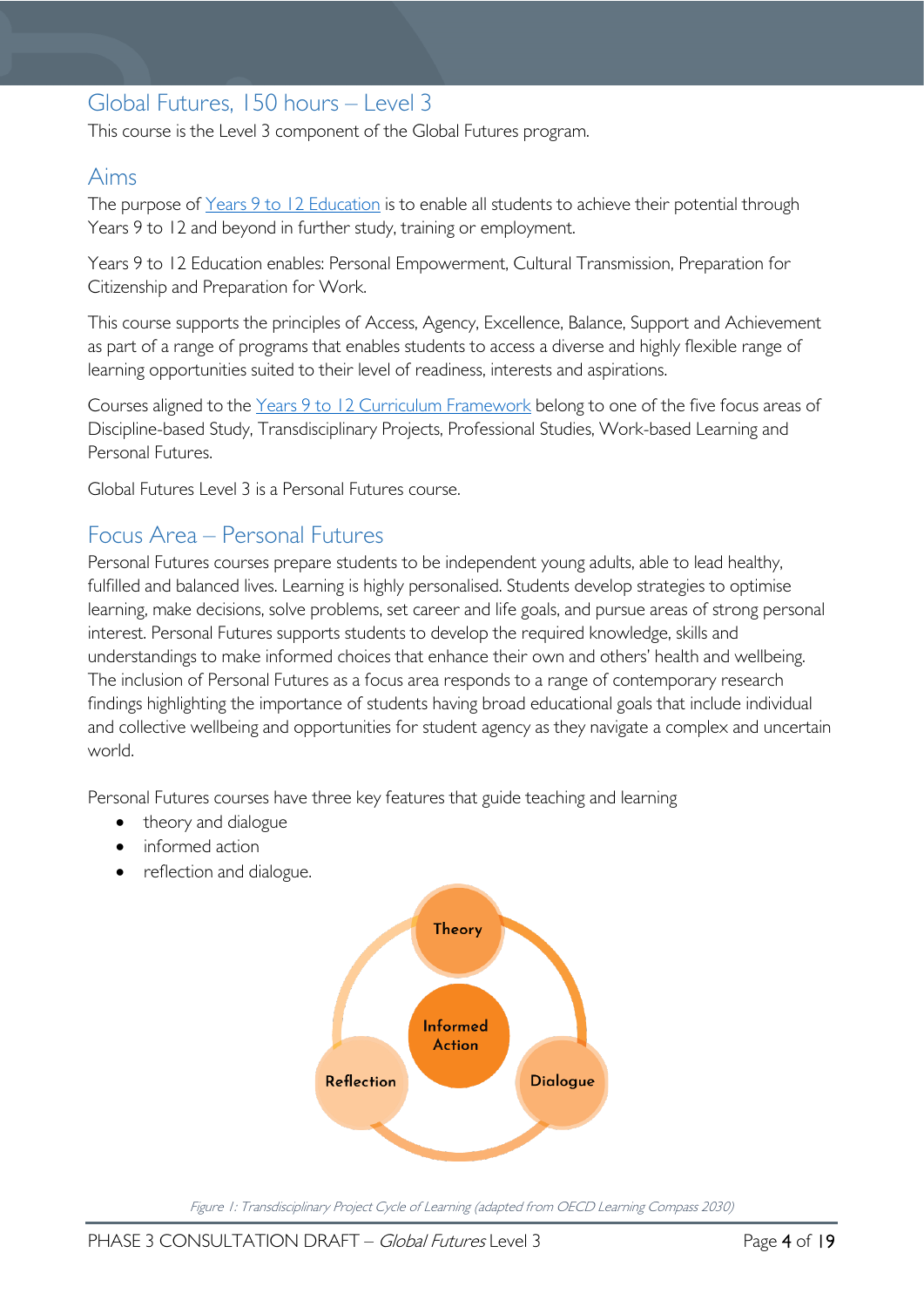## Global Futures, 150 hours – Level 3

This course is the Level 3 component of the Global Futures program.

## Aims

The purpose of [Years 9 to 12 Education](#) is to enable all students to achieve their potential through Years 9 to 12 and beyond in further study, training or employment.

Years 9 to 12 Education enables: Personal Empowerment, Cultural Transmission, Preparation for Citizenship and Preparation for Work.

This course supports the principles of Access, Agency, Excellence, Balance, Support and Achievement as part of a range of programs that enables students to access a diverse and highly flexible range of learning opportunities suited to their level of readiness, interests and aspirations.

Courses aligned to the [Years 9 to 12 Curriculum Framework](#) belong to one of the five focus areas of Discipline-based Study, Transdisciplinary Projects, Professional Studies, Work-based Learning and Personal Futures.

Global Futures Level 3 is a Personal Futures course.

## Focus Area – Personal Futures

Personal Futures courses prepare students to be independent young adults, able to lead healthy, fulfilled and balanced lives. Learning is highly personalised. Students develop strategies to optimise learning, make decisions, solve problems, set career and life goals, and pursue areas of strong personal interest. Personal Futures supports students to develop the required knowledge, skills and understandings to make informed choices that enhance their own and others' health and wellbeing. The inclusion of Personal Futures as a focus area responds to a range of contemporary research findings highlighting the importance of students having broad educational goals that include individual and collective wellbeing and opportunities for student agency as they navigate a complex and uncertain world.

Personal Futures courses have three key features that guide teaching and learning

- theory and dialogue
- informed action
- reflection and dialogue.

Theory

Informed Action

Reflection

Dialogue

*Figure 1: Transdisciplinary Project Cycle of Learning (adapted from OECD Learning Compass 2030)*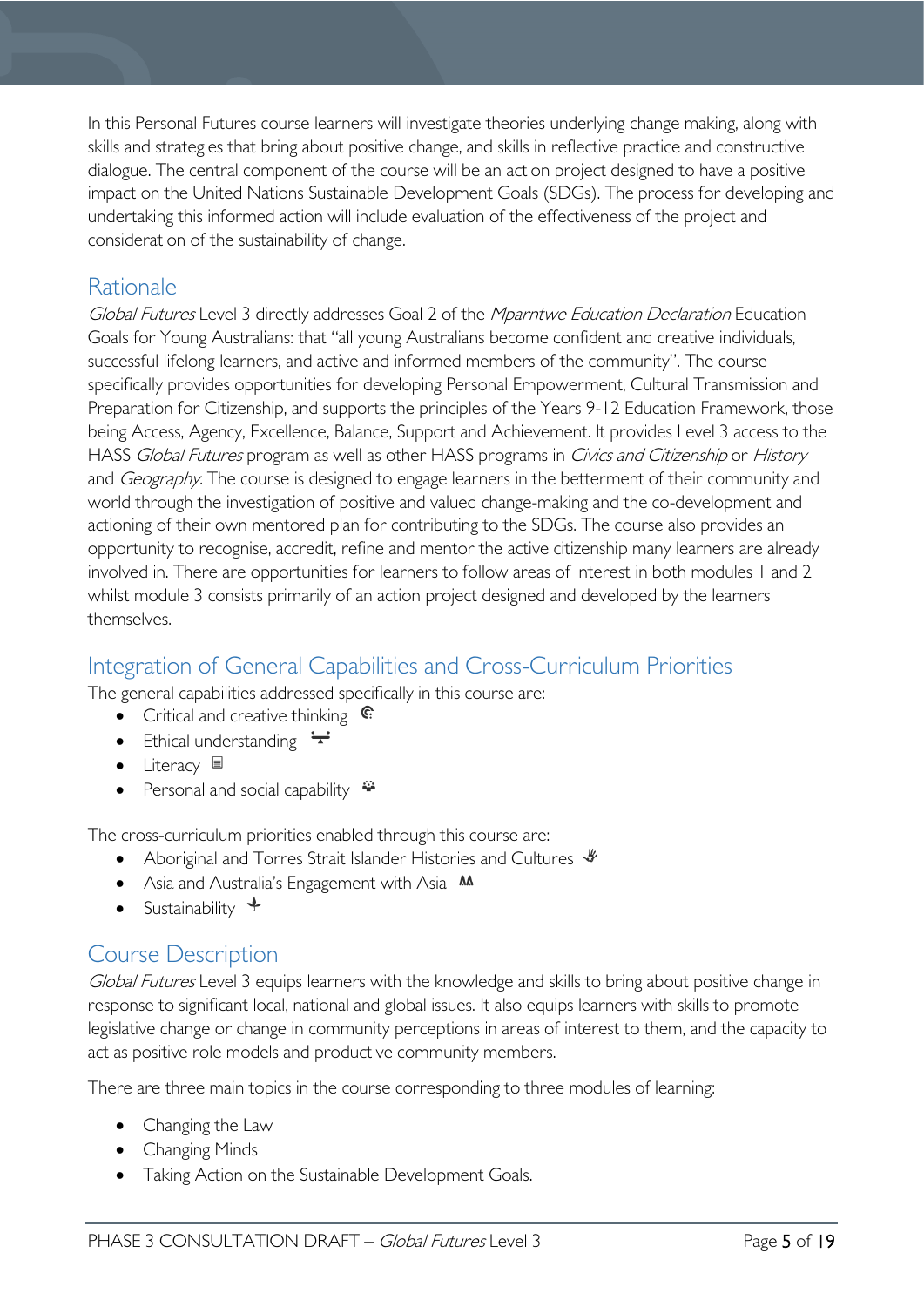In this Personal Futures course learners will investigate theories underlying change making, along with skills and strategies that bring about positive change, and skills in reflective practice and constructive dialogue. The central component of the course will be an action project designed to have a positive impact on the United Nations Sustainable Development Goals (SDGs). The process for developing and undertaking this informed action will include evaluation of the effectiveness of the project and consideration of the sustainability of change.

## Rationale

*Global Futures* Level 3 directly addresses Goal 2 of the *Mparntwe Education Declaration* Education Goals for Young Australians: that "all young Australians become confident and creative individuals, successful lifelong learners, and active and informed members of the community". The course specifically provides opportunities for developing Personal Empowerment, Cultural Transmission and Preparation for Citizenship, and supports the principles of the Years 9-12 Education Framework, those being Access, Agency, Excellence, Balance, Support and Achievement. It provides Level 3 access to the HASS *Global Futures* program as well as other HASS programs in *Civics and Citizenship* or *History* and *Geography*. The course is designed to engage learners in the betterment of their community and world through the investigation of positive and valued change-making and the co-development and actioning of their own mentored plan for contributing to the SDGs. The course also provides an opportunity to recognise, accredit, refine and mentor the active citizenship many learners are already involved in. There are opportunities for learners to follow areas of interest in both modules 1 and 2 whilst module 3 consists primarily of an action project designed and developed by the learners themselves.

## Integration of General Capabilities and Cross-Curriculum Priorities

The general capabilities addressed specifically in this course are:

- Critical and creative thinking
- Ethical understanding
- Literacy
- Personal and social capability

The cross-curriculum priorities enabled through this course are:

- Aboriginal and Torres Strait Islander Histories and Cultures
- Asia and Australia's Engagement with Asia
- Sustainability

## Course Description

*Global Futures* Level 3 equips learners with the knowledge and skills to bring about positive change in response to significant local, national and global issues. It also equips learners with skills to promote legislative change or change in community perceptions in areas of interest to them, and the capacity to act as positive role models and productive community members.

There are three main topics in the course corresponding to three modules of learning:

- Changing the Law
- Changing Minds
- Taking Action on the Sustainable Development Goals.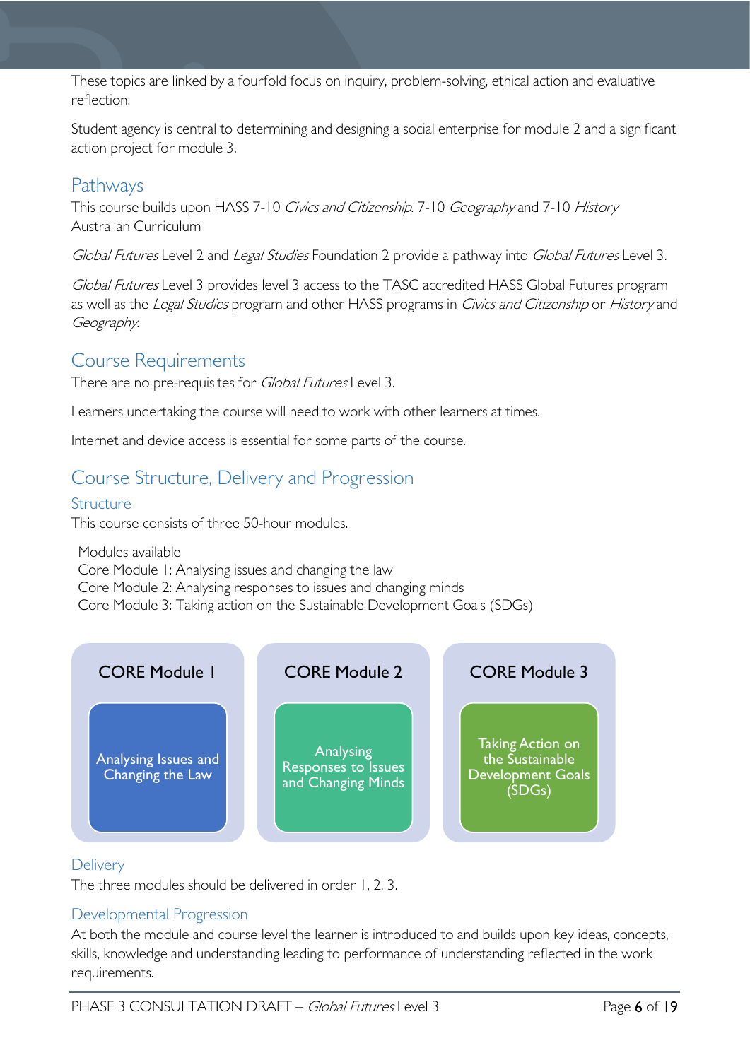These topics are linked by a fourfold focus on inquiry, problem-solving, ethical action and evaluative reflection.

Student agency is central to determining and designing a social enterprise for module 2 and a significant action project for module 3.

## Pathways

This course builds upon HASS 7-10 *Civics and Citizenship*. 7-10 *Geography* and 7-10 *History* Australian Curriculum

*Global Futures* Level 2 and *Legal Studies* Foundation 2 provide a pathway into *Global Futures* Level 3.

*Global Futures* Level 3 provides level 3 access to the TASC accredited HASS Global Futures program as well as the *Legal Studies* program and other HASS programs in *Civics and Citizenship* or *History* and *Geography*.

## Course Requirements

There are no pre-requisites for *Global Futures* Level 3.

Learners undertaking the course will need to work with other learners at times.

Internet and device access is essential for some parts of the course.

## Course Structure, Delivery and Progression

### Structure

This course consists of three 50-hour modules.

Modules available
Core Module 1: Analysing issues and changing the law
Core Module 2: Analysing responses to issues and changing minds
Core Module 3: Taking action on the Sustainable Development Goals (SDGs)

| CORE Module 1 | CORE Module 2 | CORE Module 3 |
| --- | --- | --- |
| Analysing Issues and Changing the Law | Analysing Responses to Issues and Changing Minds | Taking Action on the Sustainable Development Goals (SDGs) |

### Delivery

The three modules should be delivered in order 1, 2, 3.

### Developmental Progression

At both the module and course level the learner is introduced to and builds upon key ideas, concepts, skills, knowledge and understanding leading to performance of understanding reflected in the work requirements.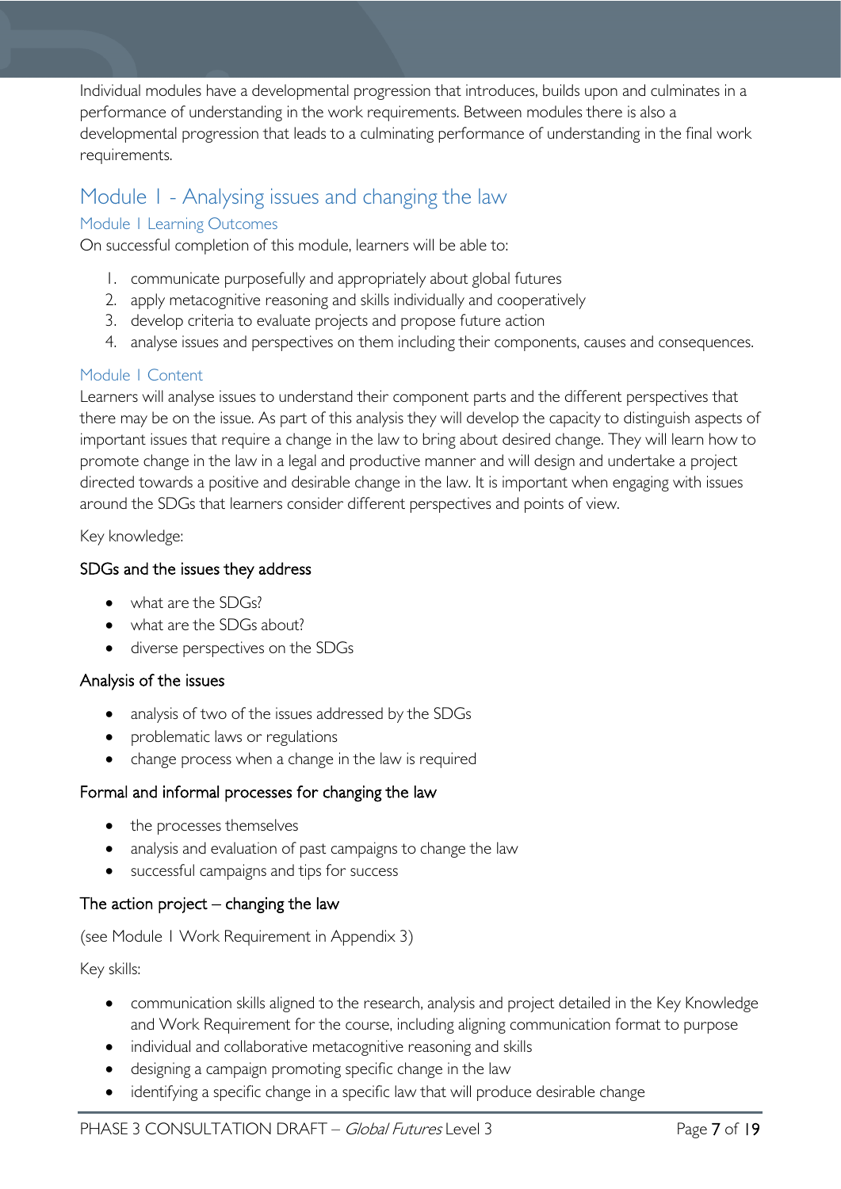Individual modules have a developmental progression that introduces, builds upon and culminates in a performance of understanding in the work requirements. Between modules there is also a developmental progression that leads to a culminating performance of understanding in the final work requirements.

## Module 1 - Analysing issues and changing the law

### Module 1 Learning Outcomes

On successful completion of this module, learners will be able to:

1. communicate purposefully and appropriately about global futures
2. apply metacognitive reasoning and skills individually and cooperatively
3. develop criteria to evaluate projects and propose future action
4. analyse issues and perspectives on them including their components, causes and consequences.

### Module 1 Content

Learners will analyse issues to understand their component parts and the different perspectives that there may be on the issue. As part of this analysis they will develop the capacity to distinguish aspects of important issues that require a change in the law to bring about desired change. They will learn how to promote change in the law in a legal and productive manner and will design and undertake a project directed towards a positive and desirable change in the law. It is important when engaging with issues around the SDGs that learners consider different perspectives and points of view.

Key knowledge:

#### SDGs and the issues they address

- what are the SDGs?
- what are the SDGs about?
- diverse perspectives on the SDGs

#### Analysis of the issues

- analysis of two of the issues addressed by the SDGs
- problematic laws or regulations
- change process when a change in the law is required

#### Formal and informal processes for changing the law

- the processes themselves
- analysis and evaluation of past campaigns to change the law
- successful campaigns and tips for success

#### The action project – changing the law

(see Module 1 Work Requirement in Appendix 3)

Key skills:

- communication skills aligned to the research, analysis and project detailed in the Key Knowledge and Work Requirement for the course, including aligning communication format to purpose
- individual and collaborative metacognitive reasoning and skills
- designing a campaign promoting specific change in the law
- identifying a specific change in a specific law that will produce desirable change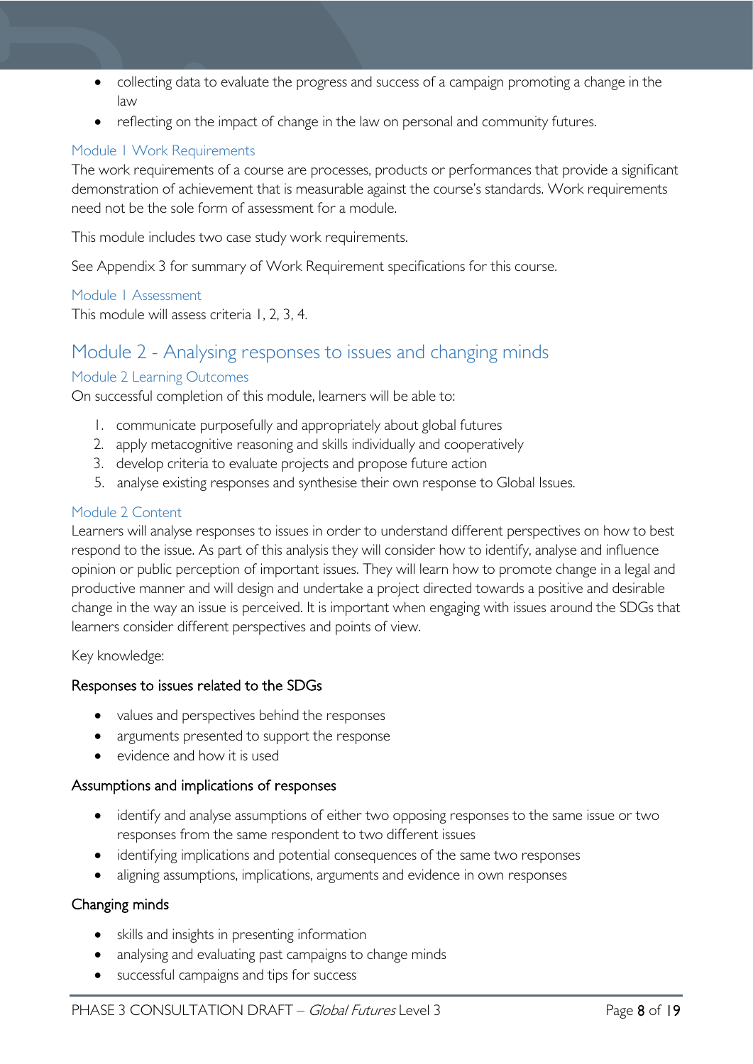- collecting data to evaluate the progress and success of a campaign promoting a change in the law
- reflecting on the impact of change in the law on personal and community futures.

### Module 1 Work Requirements

The work requirements of a course are processes, products or performances that provide a significant demonstration of achievement that is measurable against the course's standards. Work requirements need not be the sole form of assessment for a module.

This module includes two case study work requirements.

See Appendix 3 for summary of Work Requirement specifications for this course.

### Module 1 Assessment

This module will assess criteria 1, 2, 3, 4.

## Module 2 - Analysing responses to issues and changing minds

### Module 2 Learning Outcomes

On successful completion of this module, learners will be able to:

1. communicate purposefully and appropriately about global futures
2. apply metacognitive reasoning and skills individually and cooperatively
3. develop criteria to evaluate projects and propose future action
5. analyse existing responses and synthesise their own response to Global Issues.

### Module 2 Content

Learners will analyse responses to issues in order to understand different perspectives on how to best respond to the issue. As part of this analysis they will consider how to identify, analyse and influence opinion or public perception of important issues. They will learn how to promote change in a legal and productive manner and will design and undertake a project directed towards a positive and desirable change in the way an issue is perceived. It is important when engaging with issues around the SDGs that learners consider different perspectives and points of view.

Key knowledge:

#### Responses to issues related to the SDGs

- values and perspectives behind the responses
- arguments presented to support the response
- evidence and how it is used

#### Assumptions and implications of responses

- identify and analyse assumptions of either two opposing responses to the same issue or two responses from the same respondent to two different issues
- identifying implications and potential consequences of the same two responses
- aligning assumptions, implications, arguments and evidence in own responses

#### Changing minds

- skills and insights in presenting information
- analysing and evaluating past campaigns to change minds
- successful campaigns and tips for success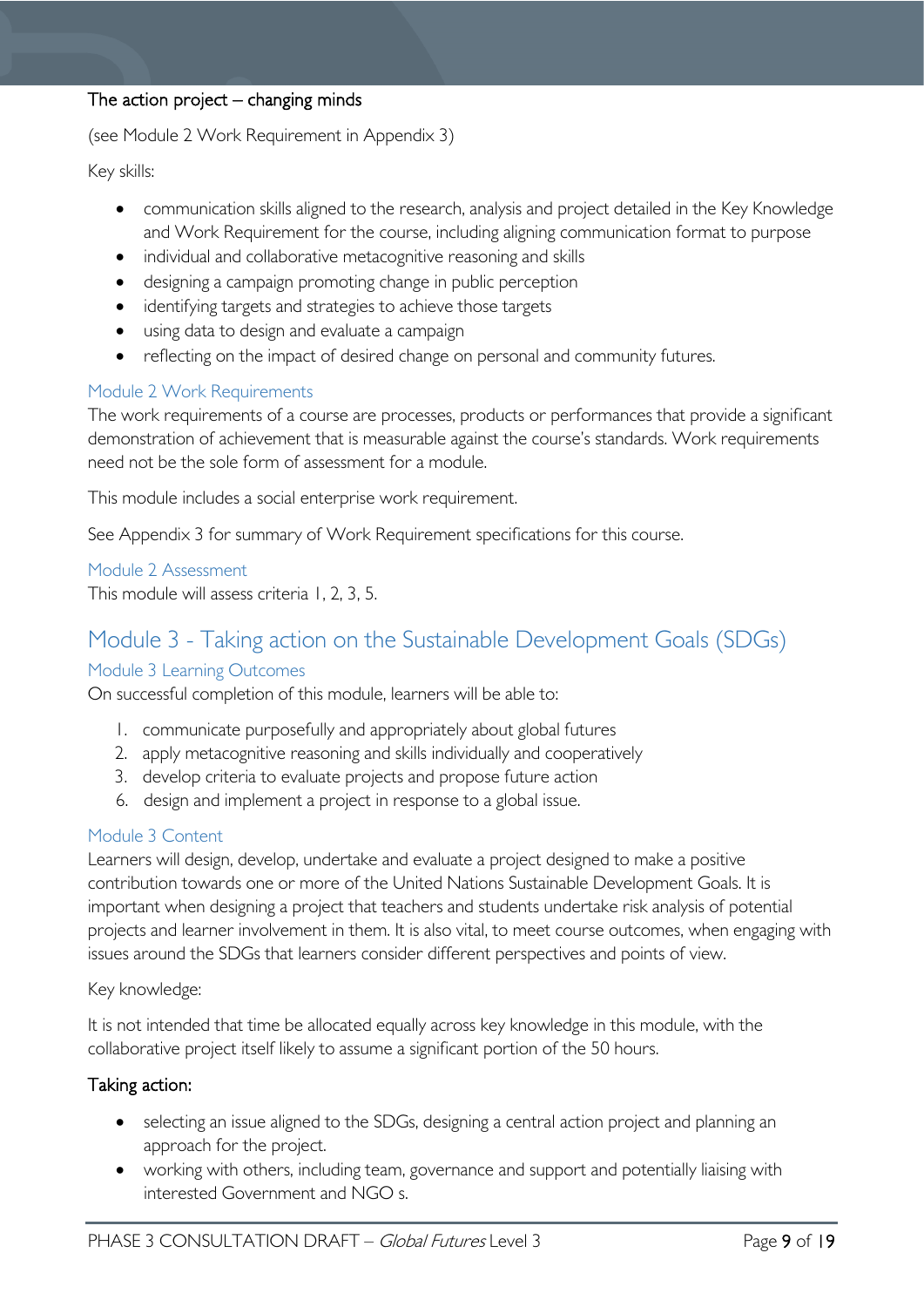**The action project – changing minds**

(see Module 2 Work Requirement in Appendix 3)

Key skills:

- communication skills aligned to the research, analysis and project detailed in the Key Knowledge and Work Requirement for the course, including aligning communication format to purpose
- individual and collaborative metacognitive reasoning and skills
- designing a campaign promoting change in public perception
- identifying targets and strategies to achieve those targets
- using data to design and evaluate a campaign
- reflecting on the impact of desired change on personal and community futures.

### Module 2 Work Requirements

The work requirements of a course are processes, products or performances that provide a significant demonstration of achievement that is measurable against the course's standards. Work requirements need not be the sole form of assessment for a module.

This module includes a social enterprise work requirement.

See Appendix 3 for summary of Work Requirement specifications for this course.

### Module 2 Assessment

This module will assess criteria 1, 2, 3, 5.

## Module 3 - Taking action on the Sustainable Development Goals (SDGs)

### Module 3 Learning Outcomes

On successful completion of this module, learners will be able to:

1. communicate purposefully and appropriately about global futures
2. apply metacognitive reasoning and skills individually and cooperatively
3. develop criteria to evaluate projects and propose future action
6. design and implement a project in response to a global issue.

### Module 3 Content

Learners will design, develop, undertake and evaluate a project designed to make a positive contribution towards one or more of the United Nations Sustainable Development Goals. It is important when designing a project that teachers and students undertake risk analysis of potential projects and learner involvement in them. It is also vital, to meet course outcomes, when engaging with issues around the SDGs that learners consider different perspectives and points of view.

Key knowledge:

It is not intended that time be allocated equally across key knowledge in this module, with the collaborative project itself likely to assume a significant portion of the 50 hours.

**Taking action:**

- selecting an issue aligned to the SDGs, designing a central action project and planning an approach for the project.
- working with others, including team, governance and support and potentially liaising with interested Government and NGO s.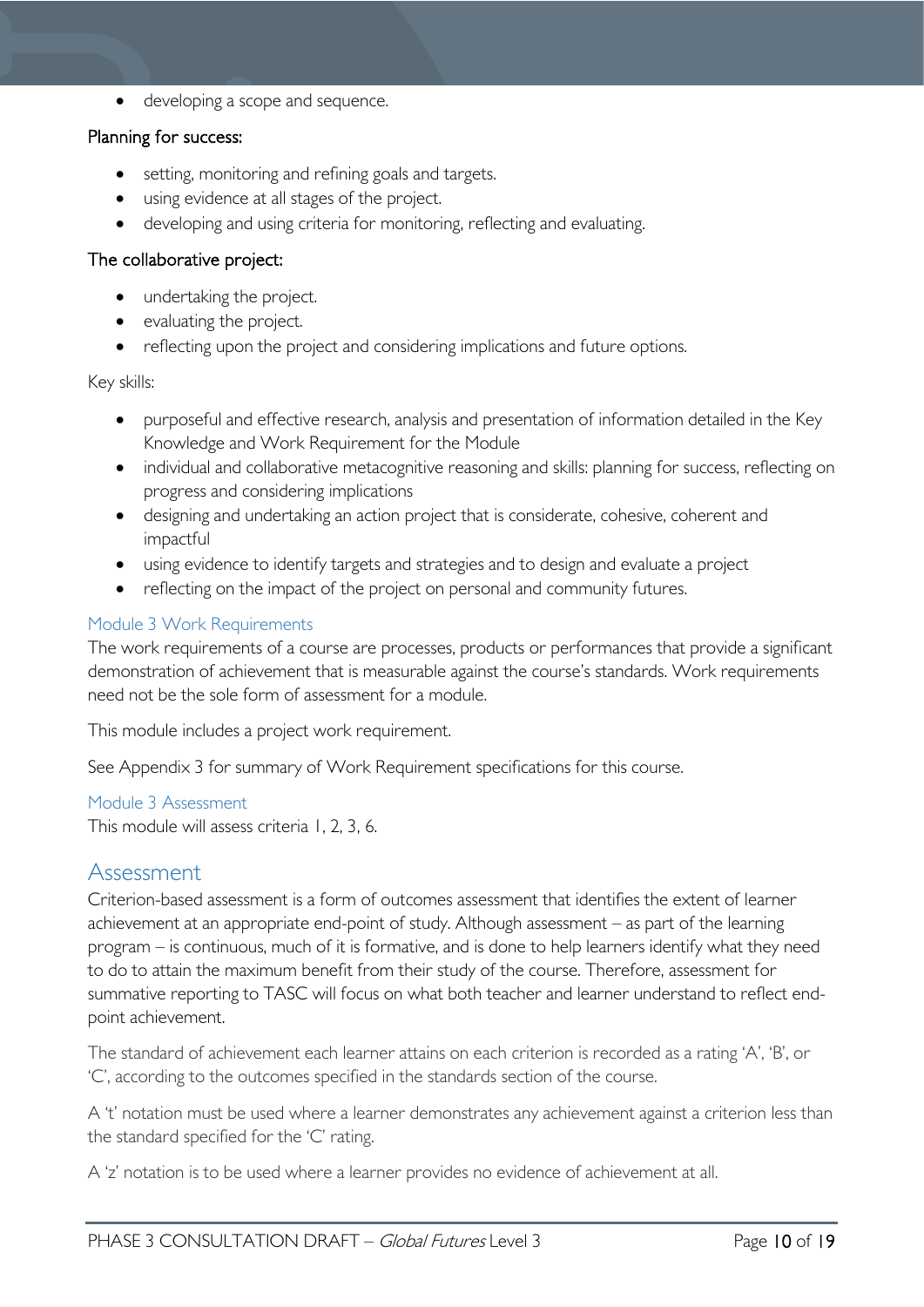- developing a scope and sequence.

Planning for success:

- setting, monitoring and refining goals and targets.
- using evidence at all stages of the project.
- developing and using criteria for monitoring, reflecting and evaluating.

The collaborative project:

- undertaking the project.
- evaluating the project.
- reflecting upon the project and considering implications and future options.

Key skills:

- purposeful and effective research, analysis and presentation of information detailed in the Key Knowledge and Work Requirement for the Module
- individual and collaborative metacognitive reasoning and skills: planning for success, reflecting on progress and considering implications
- designing and undertaking an action project that is considerate, cohesive, coherent and impactful
- using evidence to identify targets and strategies and to design and evaluate a project
- reflecting on the impact of the project on personal and community futures.

### Module 3 Work Requirements

The work requirements of a course are processes, products or performances that provide a significant demonstration of achievement that is measurable against the course's standards. Work requirements need not be the sole form of assessment for a module.

This module includes a project work requirement.

See Appendix 3 for summary of Work Requirement specifications for this course.

### Module 3 Assessment

This module will assess criteria 1, 2, 3, 6.

## Assessment

Criterion-based assessment is a form of outcomes assessment that identifies the extent of learner achievement at an appropriate end-point of study. Although assessment – as part of the learning program – is continuous, much of it is formative, and is done to help learners identify what they need to do to attain the maximum benefit from their study of the course. Therefore, assessment for summative reporting to TASC will focus on what both teacher and learner understand to reflect end-point achievement.

The standard of achievement each learner attains on each criterion is recorded as a rating 'A', 'B', or 'C', according to the outcomes specified in the standards section of the course.

A 't' notation must be used where a learner demonstrates any achievement against a criterion less than the standard specified for the 'C' rating.

A 'z' notation is to be used where a learner provides no evidence of achievement at all.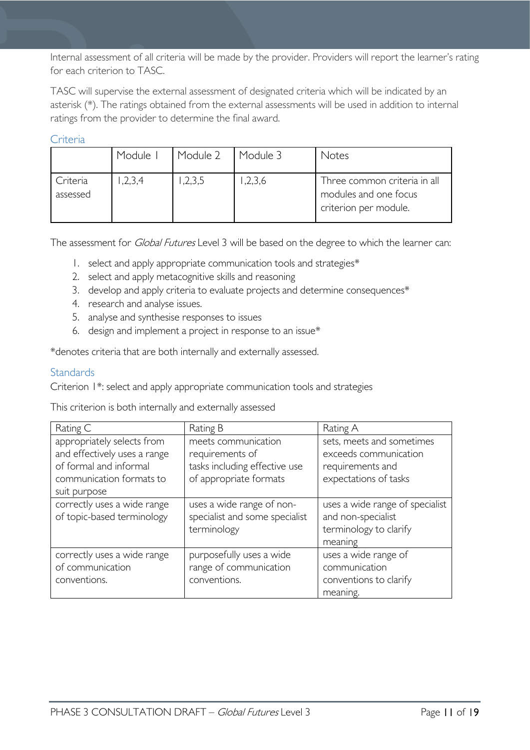Internal assessment of all criteria will be made by the provider. Providers will report the learner's rating for each criterion to TASC.

TASC will supervise the external assessment of designated criteria which will be indicated by an asterisk (*). The ratings obtained from the external assessments will be used in addition to internal ratings from the provider to determine the final award.

## Criteria

| | Module 1 | Module 2 | Module 3 | Notes |
|---|---|---|---|---|
| Criteria assessed | 1,2,3,4 | 1,2,3,5 | 1,2,3,6 | Three common criteria in all modules and one focus criterion per module. |

The assessment for *Global Futures* Level 3 will be based on the degree to which the learner can:

1. select and apply appropriate communication tools and strategies*
2. select and apply metacognitive skills and reasoning
3. develop and apply criteria to evaluate projects and determine consequences*
4. research and analyse issues.
5. analyse and synthesise responses to issues
6. design and implement a project in response to an issue*

*denotes criteria that are both internally and externally assessed.

## Standards

Criterion 1*: select and apply appropriate communication tools and strategies

This criterion is both internally and externally assessed

| Rating C | Rating B | Rating A |
|---|---|---|
| appropriately selects from and effectively uses a range of formal and informal communication formats to suit purpose | meets communication requirements of tasks including effective use of appropriate formats | sets, meets and sometimes exceeds communication requirements and expectations of tasks |
| correctly uses a wide range of topic-based terminology | uses a wide range of non-specialist and some specialist terminology | uses a wide range of specialist and non-specialist terminology to clarify meaning |
| correctly uses a wide range of communication conventions. | purposefully uses a wide range of communication conventions. | uses a wide range of communication conventions to clarify meaning. |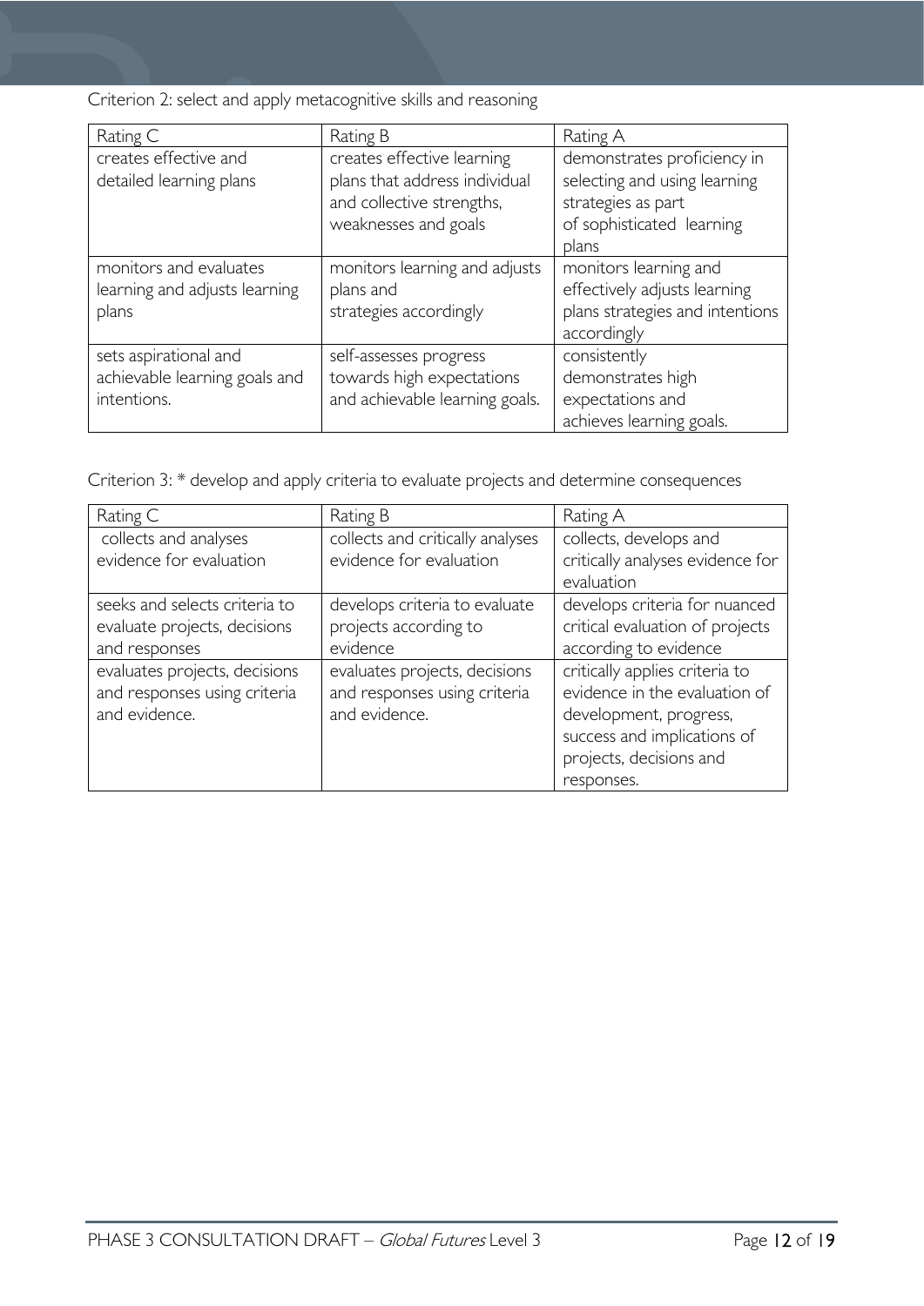Criterion 2: select and apply metacognitive skills and reasoning

| Rating C | Rating B | Rating A |
| --- | --- | --- |
| creates effective and detailed learning plans | creates effective learning plans that address individual and collective strengths, weaknesses and goals | demonstrates proficiency in selecting and using learning strategies as part of sophisticated learning plans |
| monitors and evaluates learning and adjusts learning plans | monitors learning and adjusts plans and strategies accordingly | monitors learning and effectively adjusts learning plans strategies and intentions accordingly |
| sets aspirational and achievable learning goals and intentions. | self-assesses progress towards high expectations and achievable learning goals. | consistently demonstrates high expectations and achieves learning goals. |

Criterion 3: * develop and apply criteria to evaluate projects and determine consequences

| Rating C | Rating B | Rating A |
| --- | --- | --- |
| collects and analyses evidence for evaluation | collects and critically analyses evidence for evaluation | collects, develops and critically analyses evidence for evaluation |
| seeks and selects criteria to evaluate projects, decisions and responses | develops criteria to evaluate projects according to evidence | develops criteria for nuanced critical evaluation of projects according to evidence |
| evaluates projects, decisions and responses using criteria and evidence. | evaluates projects, decisions and responses using criteria and evidence. | critically applies criteria to evidence in the evaluation of development, progress, success and implications of projects, decisions and responses. |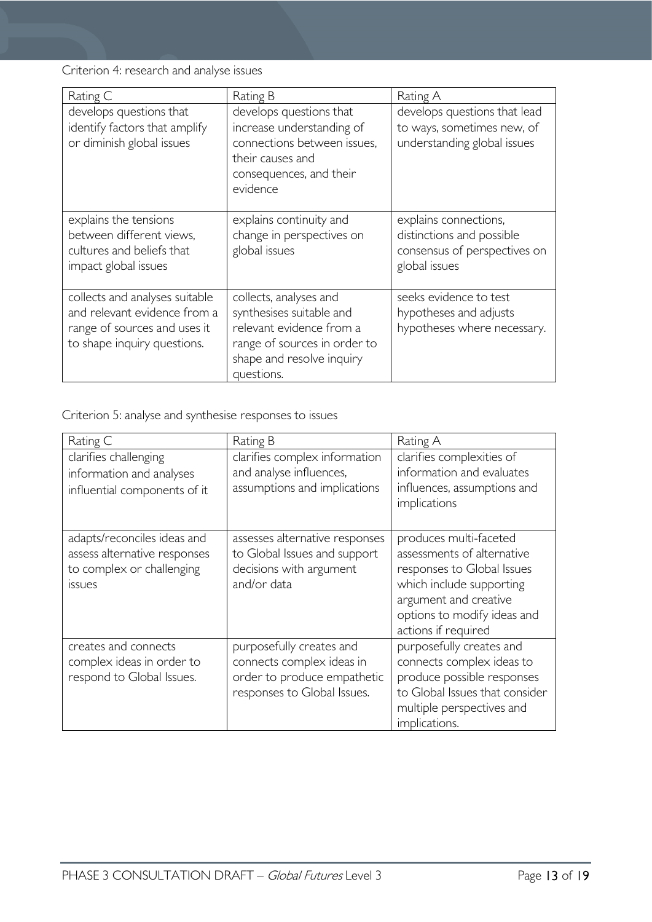Criterion 4: research and analyse issues

| Rating C | Rating B | Rating A |
| --- | --- | --- |
| develops questions that identify factors that amplify or diminish global issues | develops questions that increase understanding of connections between issues, their causes and consequences, and their evidence | develops questions that lead to ways, sometimes new, of understanding global issues |
| explains the tensions between different views, cultures and beliefs that impact global issues | explains continuity and change in perspectives on global issues | explains connections, distinctions and possible consensus of perspectives on global issues |
| collects and analyses suitable and relevant evidence from a range of sources and uses it to shape inquiry questions. | collects, analyses and synthesises suitable and relevant evidence from a range of sources in order to shape and resolve inquiry questions. | seeks evidence to test hypotheses and adjusts hypotheses where necessary. |

Criterion 5: analyse and synthesise responses to issues

| Rating C | Rating B | Rating A |
| --- | --- | --- |
| clarifies challenging information and analyses influential components of it | clarifies complex information and analyse influences, assumptions and implications | clarifies complexities of information and evaluates influences, assumptions and implications |
| adapts/reconciles ideas and assess alternative responses to complex or challenging issues | assesses alternative responses to Global Issues and support decisions with argument and/or data | produces multi-faceted assessments of alternative responses to Global Issues which include supporting argument and creative options to modify ideas and actions if required |
| creates and connects complex ideas in order to respond to Global Issues. | purposefully creates and connects complex ideas in order to produce empathetic responses to Global Issues. | purposefully creates and connects complex ideas to produce possible responses to Global Issues that consider multiple perspectives and implications. |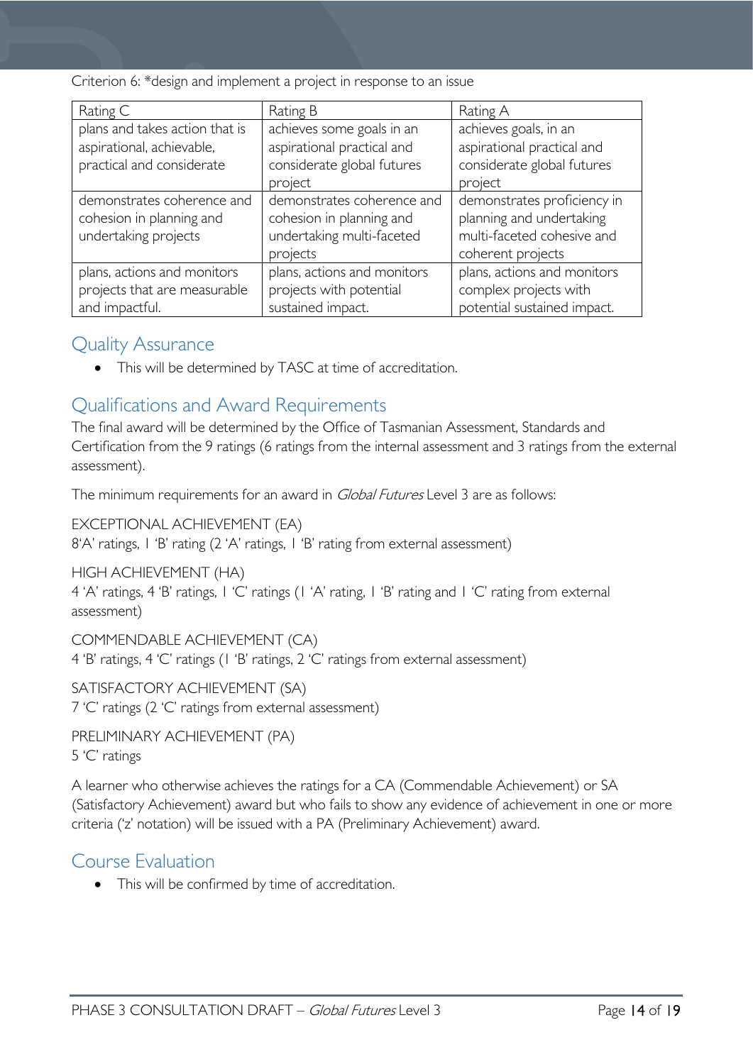Criterion 6: *design and implement a project in response to an issue

| Rating C | Rating B | Rating A |
|---|---|---|
| plans and takes action that is aspirational, achievable, practical and considerate | achieves some goals in an aspirational practical and considerate global futures project | achieves goals, in an aspirational practical and considerate global futures project |
| demonstrates coherence and cohesion in planning and undertaking projects | demonstrates coherence and cohesion in planning and undertaking multi-faceted projects | demonstrates proficiency in planning and undertaking multi-faceted cohesive and coherent projects |
| plans, actions and monitors projects that are measurable and impactful. | plans, actions and monitors projects with potential sustained impact. | plans, actions and monitors complex projects with potential sustained impact. |

## Quality Assurance

- This will be determined by TASC at time of accreditation.

## Qualifications and Award Requirements

The final award will be determined by the Office of Tasmanian Assessment, Standards and Certification from the 9 ratings (6 ratings from the internal assessment and 3 ratings from the external assessment).

The minimum requirements for an award in *Global Futures* Level 3 are as follows:

EXCEPTIONAL ACHIEVEMENT (EA)
8'A' ratings, 1 'B' rating (2 'A' ratings, 1 'B' rating from external assessment)

HIGH ACHIEVEMENT (HA)
4 'A' ratings, 4 'B' ratings, 1 'C' ratings (1 'A' rating, 1 'B' rating and 1 'C' rating from external assessment)

COMMENDABLE ACHIEVEMENT (CA)
4 'B' ratings, 4 'C' ratings (1 'B' ratings, 2 'C' ratings from external assessment)

SATISFACTORY ACHIEVEMENT (SA)
7 'C' ratings (2 'C' ratings from external assessment)

PRELIMINARY ACHIEVEMENT (PA)
5 'C' ratings

A learner who otherwise achieves the ratings for a CA (Commendable Achievement) or SA (Satisfactory Achievement) award but who fails to show any evidence of achievement in one or more criteria ('z' notation) will be issued with a PA (Preliminary Achievement) award.

## Course Evaluation

- This will be confirmed by time of accreditation.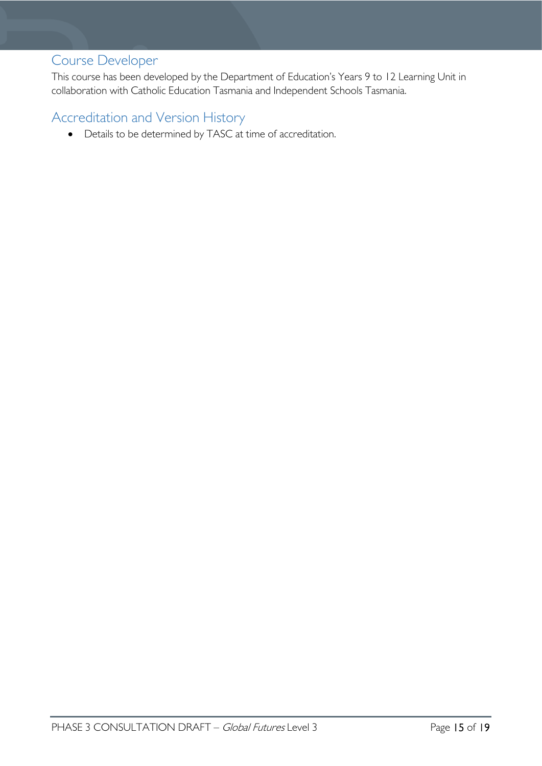## Course Developer

This course has been developed by the Department of Education's Years 9 to 12 Learning Unit in collaboration with Catholic Education Tasmania and Independent Schools Tasmania.

## Accreditation and Version History

- Details to be determined by TASC at time of accreditation.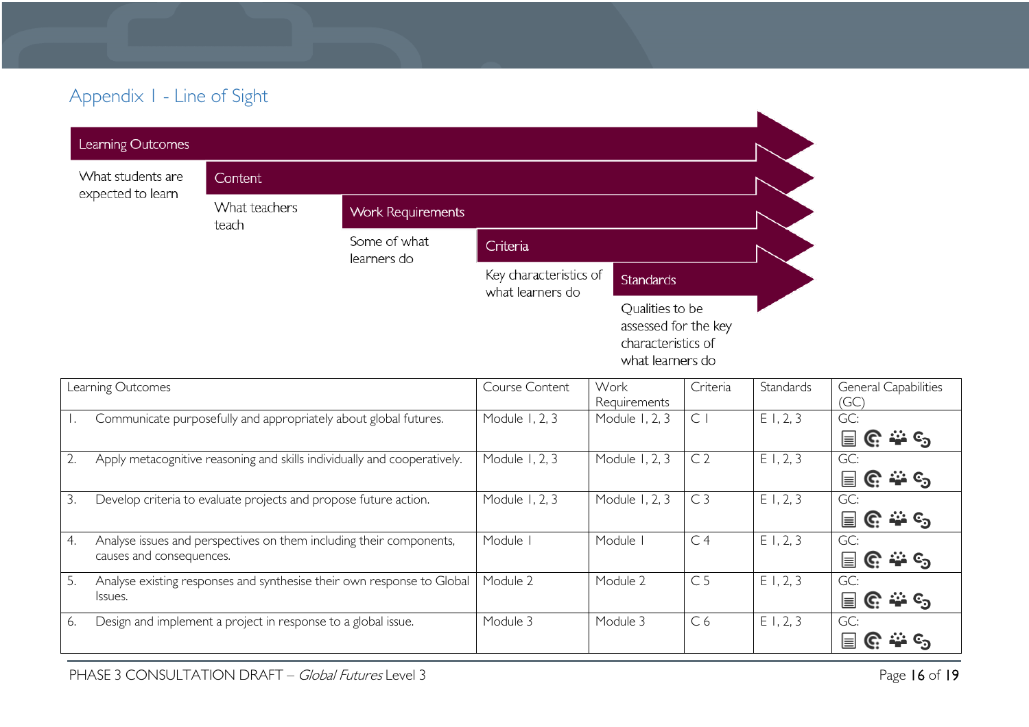## Appendix 1 - Line of Sight

**Learning Outcomes**
What students are expected to learn

**Content**
What teachers teach

**Work Requirements**
Some of what learners do

**Criteria**
Key characteristics of what learners do

**Standards**
Qualities to be assessed for the key characteristics of what learners do

| Learning Outcomes | Course Content | Work Requirements | Criteria | Standards | General Capabilities (GC) |
|---|---|---|---|---|---|
| 1. Communicate purposefully and appropriately about global futures. | Module 1, 2, 3 | Module 1, 2, 3 | C 1 | E 1, 2, 3 | GC: |
| 2. Apply metacognitive reasoning and skills individually and cooperatively. | Module 1, 2, 3 | Module 1, 2, 3 | C 2 | E 1, 2, 3 | GC: |
| 3. Develop criteria to evaluate projects and propose future action. | Module 1, 2, 3 | Module 1, 2, 3 | C 3 | E 1, 2, 3 | GC: |
| 4. Analyse issues and perspectives on them including their components, causes and consequences. | Module 1 | Module 1 | C 4 | E 1, 2, 3 | GC: |
| 5. Analyse existing responses and synthesise their own response to Global Issues. | Module 2 | Module 2 | C 5 | E 1, 2, 3 | GC: |
| 6. Design and implement a project in response to a global issue. | Module 3 | Module 3 | C 6 | E 1, 2, 3 | GC: |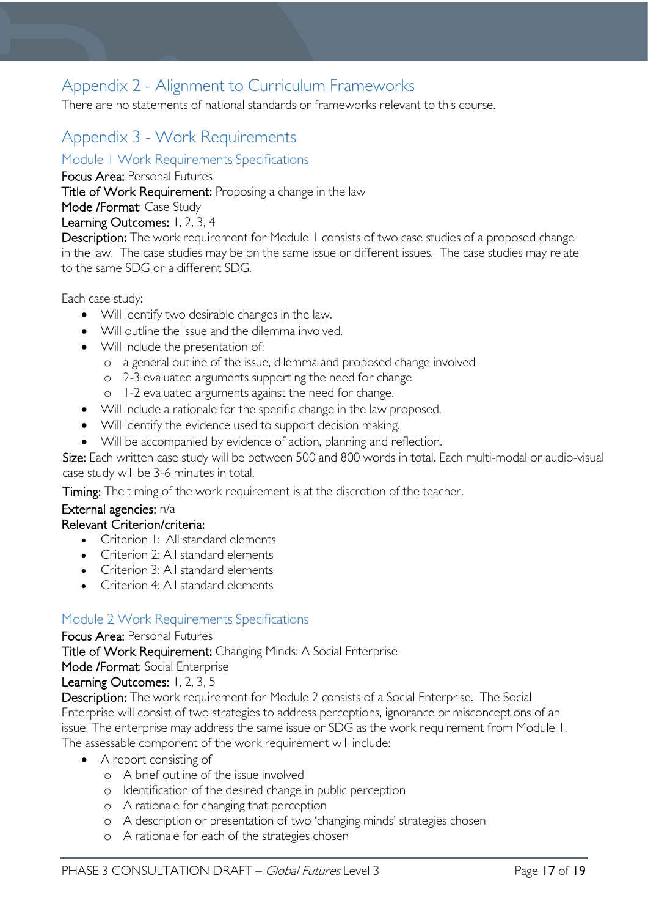# Appendix 2 - Alignment to Curriculum Frameworks

There are no statements of national standards or frameworks relevant to this course.

# Appendix 3 - Work Requirements

## Module 1 Work Requirements Specifications

**Focus Area:** Personal Futures

**Title of Work Requirement:** Proposing a change in the law

**Mode /Format**: Case Study

**Learning Outcomes:** 1, 2, 3, 4

**Description:** The work requirement for Module 1 consists of two case studies of a proposed change in the law. The case studies may be on the same issue or different issues. The case studies may relate to the same SDG or a different SDG.

Each case study:

- Will identify two desirable changes in the law.
- Will outline the issue and the dilemma involved.
- Will include the presentation of:
  - a general outline of the issue, dilemma and proposed change involved
  - 2-3 evaluated arguments supporting the need for change
  - 1-2 evaluated arguments against the need for change.
- Will include a rationale for the specific change in the law proposed.
- Will identify the evidence used to support decision making.
- Will be accompanied by evidence of action, planning and reflection.

**Size:** Each written case study will be between 500 and 800 words in total. Each multi-modal or audio-visual case study will be 3-6 minutes in total.

**Timing:** The timing of the work requirement is at the discretion of the teacher.

**External agencies:** n/a

**Relevant Criterion/criteria:**

- Criterion 1: All standard elements
- Criterion 2: All standard elements
- Criterion 3: All standard elements
- Criterion 4: All standard elements

## Module 2 Work Requirements Specifications

**Focus Area:** Personal Futures

**Title of Work Requirement:** Changing Minds: A Social Enterprise

**Mode /Format**: Social Enterprise

**Learning Outcomes:** 1, 2, 3, 5

**Description:** The work requirement for Module 2 consists of a Social Enterprise. The Social Enterprise will consist of two strategies to address perceptions, ignorance or misconceptions of an issue. The enterprise may address the same issue or SDG as the work requirement from Module 1. The assessable component of the work requirement will include:

- A report consisting of
  - A brief outline of the issue involved
  - Identification of the desired change in public perception
  - A rationale for changing that perception
  - A description or presentation of two 'changing minds' strategies chosen
  - A rationale for each of the strategies chosen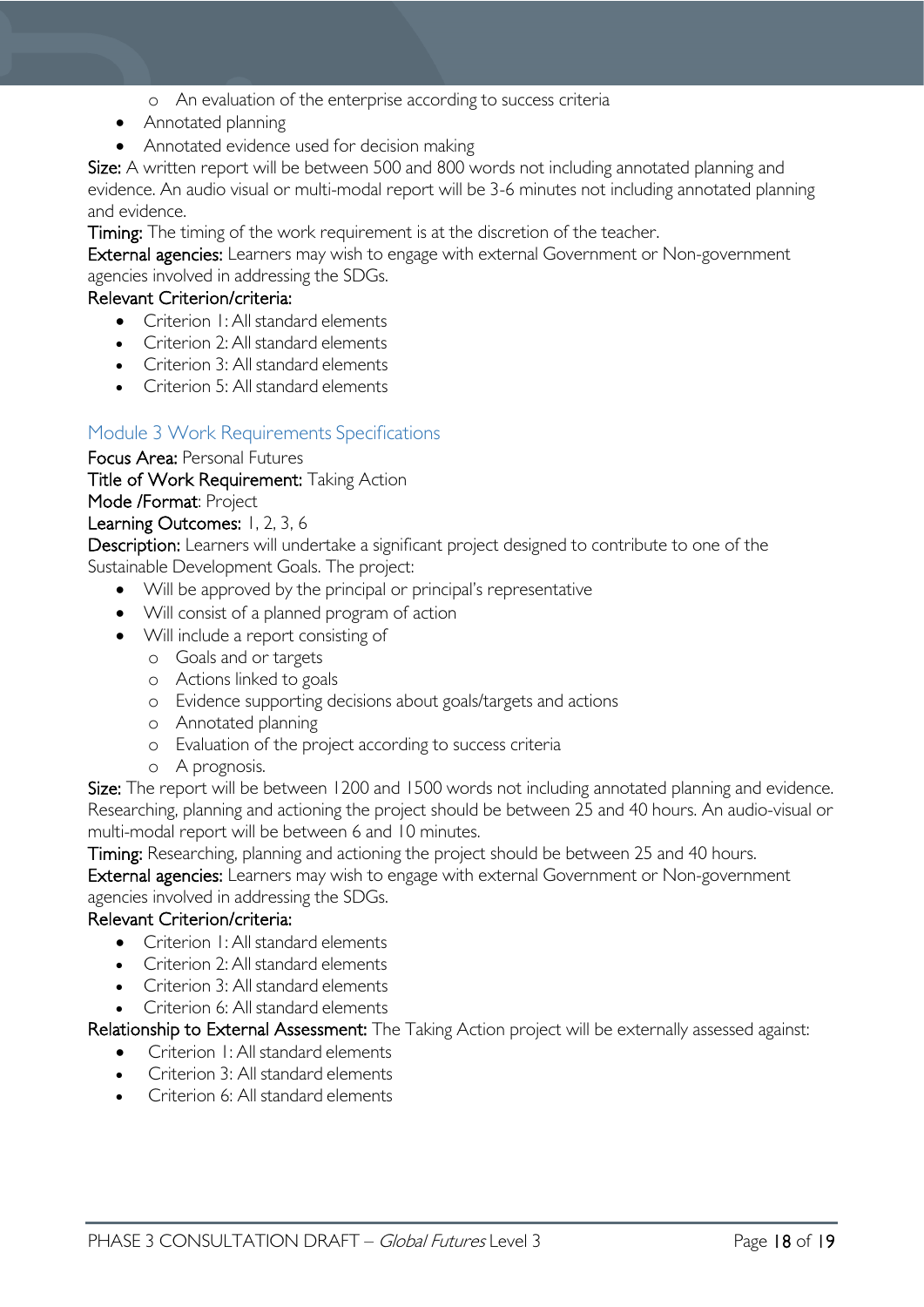- An evaluation of the enterprise according to success criteria
- Annotated planning
- Annotated evidence used for decision making

**Size:** A written report will be between 500 and 800 words not including annotated planning and evidence. An audio visual or multi-modal report will be 3-6 minutes not including annotated planning and evidence.

**Timing:** The timing of the work requirement is at the discretion of the teacher.

**External agencies:** Learners may wish to engage with external Government or Non-government agencies involved in addressing the SDGs.

**Relevant Criterion/criteria:**

- Criterion 1: All standard elements
- Criterion 2: All standard elements
- Criterion 3: All standard elements
- Criterion 5: All standard elements

## Module 3 Work Requirements Specifications

**Focus Area:** Personal Futures

**Title of Work Requirement:** Taking Action

**Mode /Format**: Project

**Learning Outcomes:** 1, 2, 3, 6

**Description:** Learners will undertake a significant project designed to contribute to one of the Sustainable Development Goals. The project:

- Will be approved by the principal or principal's representative
- Will consist of a planned program of action
- Will include a report consisting of
    - Goals and or targets
    - Actions linked to goals
    - Evidence supporting decisions about goals/targets and actions
    - Annotated planning
    - Evaluation of the project according to success criteria
    - A prognosis.

**Size:** The report will be between 1200 and 1500 words not including annotated planning and evidence. Researching, planning and actioning the project should be between 25 and 40 hours. An audio-visual or multi-modal report will be between 6 and 10 minutes.

**Timing:** Researching, planning and actioning the project should be between 25 and 40 hours.

**External agencies:** Learners may wish to engage with external Government or Non-government agencies involved in addressing the SDGs.

**Relevant Criterion/criteria:**

- Criterion 1: All standard elements
- Criterion 2: All standard elements
- Criterion 3: All standard elements
- Criterion 6: All standard elements

**Relationship to External Assessment:** The Taking Action project will be externally assessed against:

- Criterion 1: All standard elements
- Criterion 3: All standard elements
- Criterion 6: All standard elements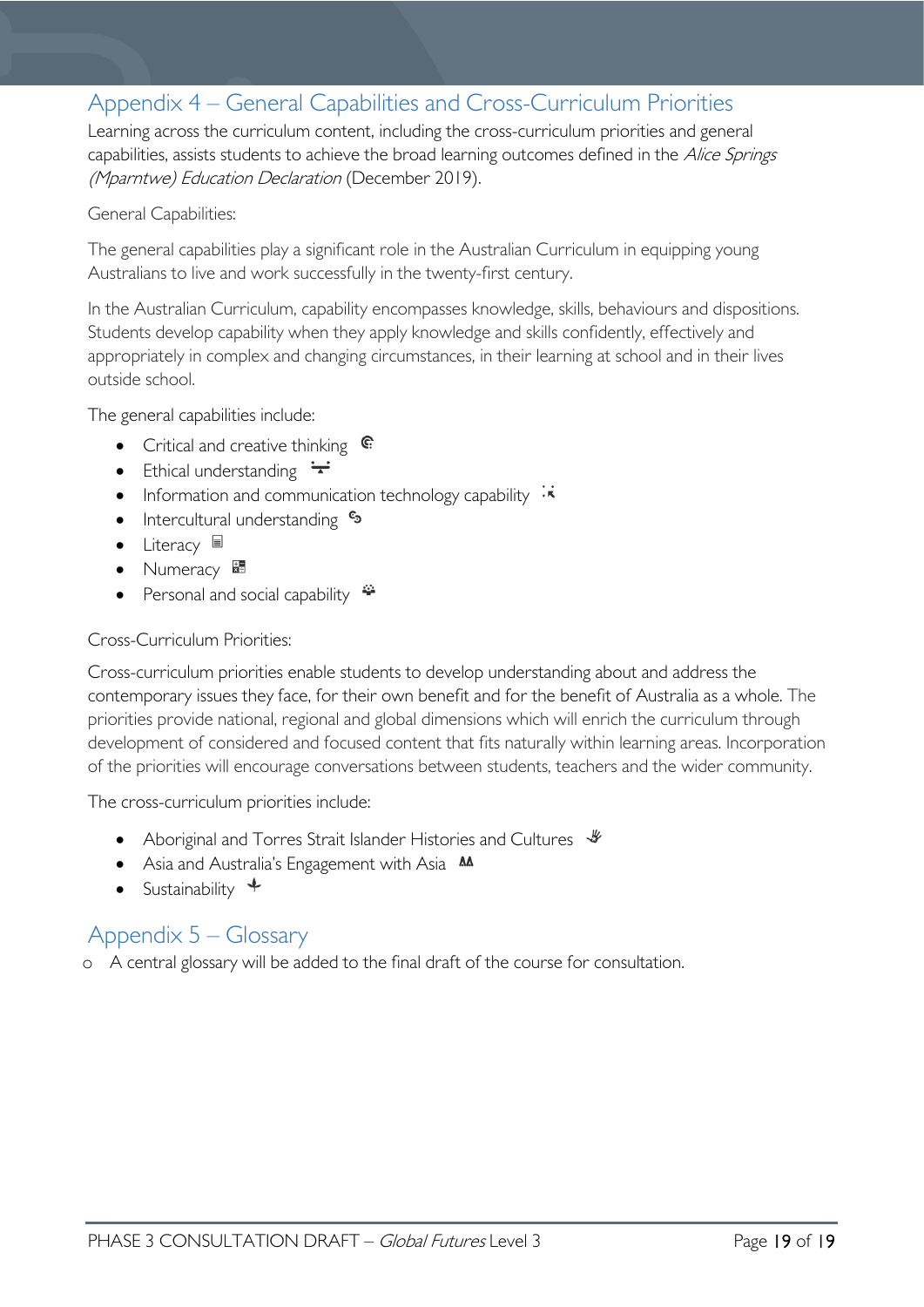## Appendix 4 – General Capabilities and Cross-Curriculum Priorities

Learning across the curriculum content, including the cross-curriculum priorities and general capabilities, assists students to achieve the broad learning outcomes defined in the *Alice Springs (Mparntwe) Education Declaration* (December 2019).

General Capabilities:

The general capabilities play a significant role in the Australian Curriculum in equipping young Australians to live and work successfully in the twenty-first century.

In the Australian Curriculum, capability encompasses knowledge, skills, behaviours and dispositions. Students develop capability when they apply knowledge and skills confidently, effectively and appropriately in complex and changing circumstances, in their learning at school and in their lives outside school.

The general capabilities include:

- Critical and creative thinking
- Ethical understanding
- Information and communication technology capability
- Intercultural understanding
- Literacy
- Numeracy
- Personal and social capability

Cross-Curriculum Priorities:

Cross-curriculum priorities enable students to develop understanding about and address the contemporary issues they face, for their own benefit and for the benefit of Australia as a whole. The priorities provide national, regional and global dimensions which will enrich the curriculum through development of considered and focused content that fits naturally within learning areas. Incorporation of the priorities will encourage conversations between students, teachers and the wider community.

The cross-curriculum priorities include:

- Aboriginal and Torres Strait Islander Histories and Cultures
- Asia and Australia's Engagement with Asia
- Sustainability

## Appendix 5 – Glossary

- A central glossary will be added to the final draft of the course for consultation.